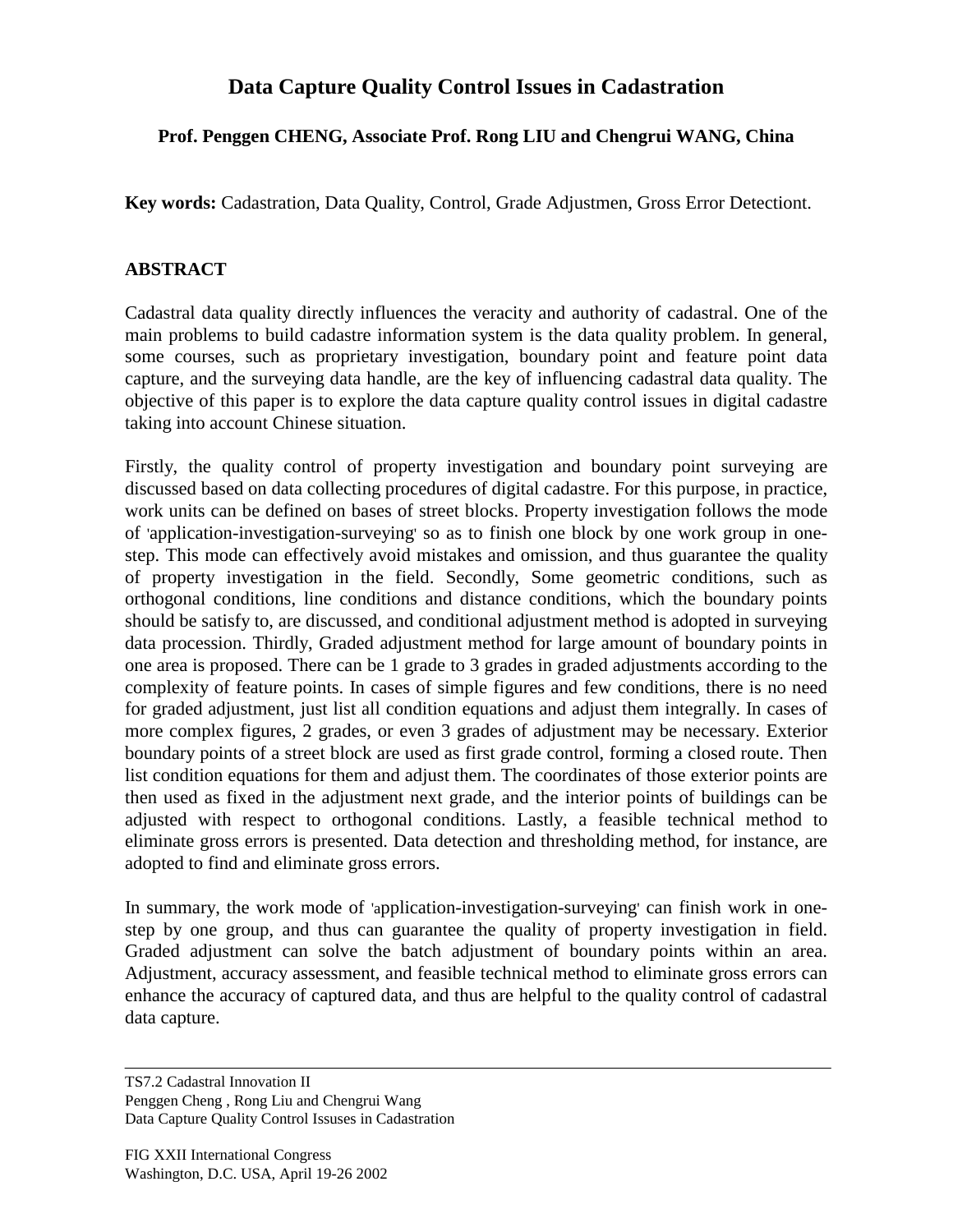# Data Capture Quality Control Issues in Cadastration

**Prof. Penggen CHENG, Associate Prof. Rong LIU and Chengrui WANG, China**

**Key words:** Cadastration, Data Quality, Control, Grade Adjustmen, Gross Error Detectiont.

## ABSTRACT

Cadastral data quality directly influences the veracity and authority of cadastral. One of the main problems to build cadastre information system is the data quality problem. In general, some courses, such as proprietary investigation, boundary point and feature point data capture, and the surveying data handle, are the key of influencing cadastral data quality. The objective of this paper is to explore the data capture quality control issues in digital cadastre taking into account Chinese situation.

Firstly, the quality control of property investigation and boundary point surveying are discussed based on data collecting procedures of digital cadastre. For this purpose, in practice, work units can be defined on bases of street blocks. Property investigation follows the mode of 'application-investigation-surveying' so as to finish one block by one work group in one-step. This mode can effectively avoid mistakes and omission, and thus guarantee the quality of property investigation in the field. Secondly, Some geometric conditions, such as orthogonal conditions, line conditions and distance conditions, which the boundary points should be satisfy to, are discussed, and conditional adjustment method is adopted in surveying data procession. Thirdly, Graded adjustment method for large amount of boundary points in one area is proposed. There can be 1 grade to 3 grades in graded adjustments according to the complexity of feature points. In cases of simple figures and few conditions, there is no need for graded adjustment, just list all condition equations and adjust them integrally. In cases of more complex figures, 2 grades, or even 3 grades of adjustment may be necessary. Exterior boundary points of a street block are used as first grade control, forming a closed route. Then list condition equations for them and adjust them. The coordinates of those exterior points are then used as fixed in the adjustment next grade, and the interior points of buildings can be adjusted with respect to orthogonal conditions. Lastly, a feasible technical method to eliminate gross errors is presented. Data detection and thresholding method, for instance, are adopted to find and eliminate gross errors.

In summary, the work mode of 'application-investigation-surveying' can finish work in one-step by one group, and thus can guarantee the quality of property investigation in field. Graded adjustment can solve the batch adjustment of boundary points within an area. Adjustment, accuracy assessment, and feasible technical method to eliminate gross errors can enhance the accuracy of captured data, and thus are helpful to the quality control of cadastral data capture.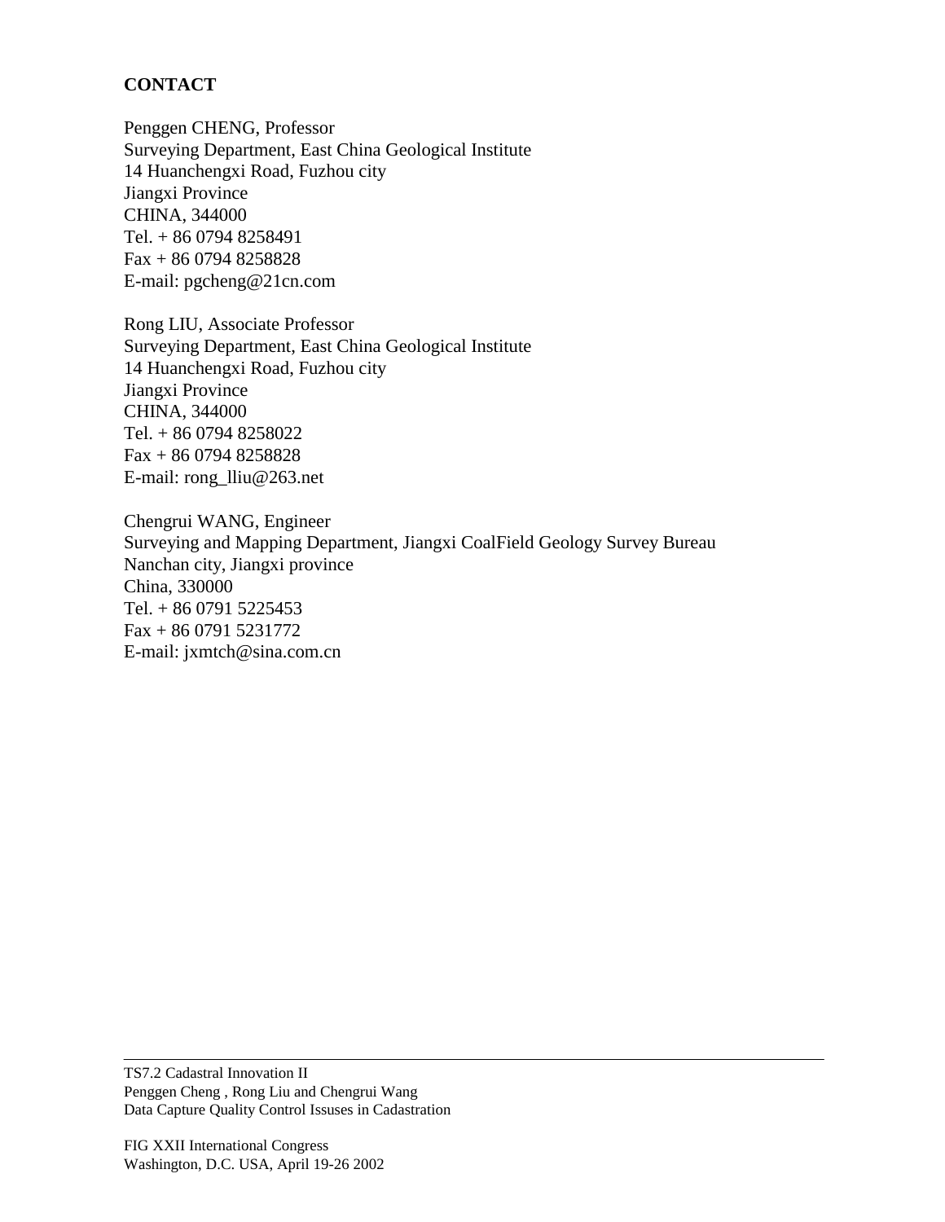**CONTACT**

Penggen CHENG, Professor
Surveying Department, East China Geological Institute
14 Huanchengxi Road, Fuzhou city
Jiangxi Province
CHINA, 344000
Tel. + 86 0794 8258491
Fax + 86 0794 8258828
E-mail: pgcheng@21cn.com

Rong LIU, Associate Professor
Surveying Department, East China Geological Institute
14 Huanchengxi Road, Fuzhou city
Jiangxi Province
CHINA, 344000
Tel. + 86 0794 8258022
Fax + 86 0794 8258828
E-mail: rong_lliu@263.net

Chengrui WANG, Engineer
Surveying and Mapping Department, Jiangxi CoalField Geology Survey Bureau
Nanchan city, Jiangxi province
China, 330000
Tel. + 86 0791 5225453
Fax + 86 0791 5231772
E-mail: jxmtch@sina.com.cn